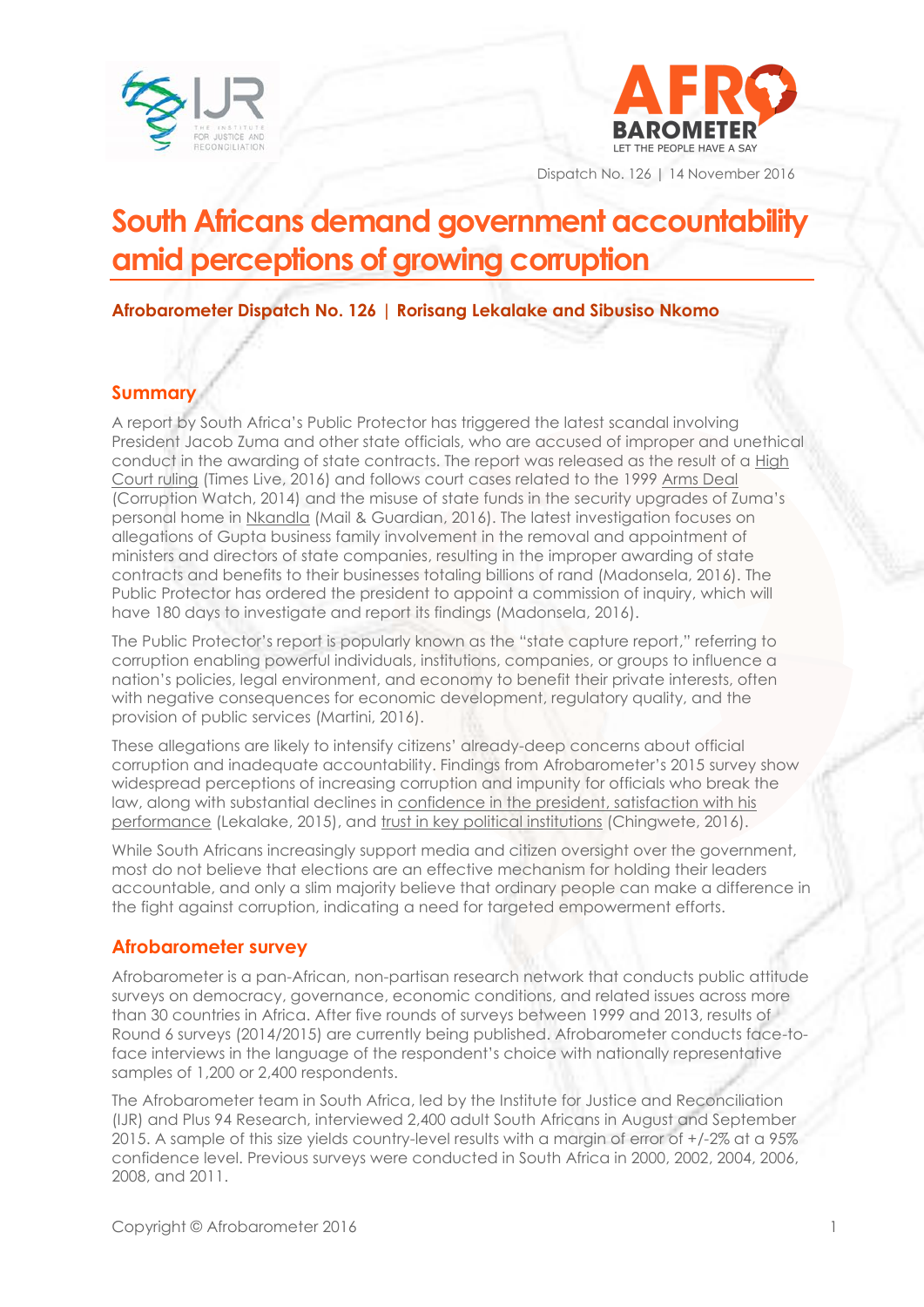Dispatch No. 126 | 14 November 2016

# South Africans demand government accountability amid perceptions of growing corruption

**Afrobarometer Dispatch No. 126 | Rorisang Lekalake and Sibusiso Nkomo**

## Summary

A report by South Africa's Public Protector has triggered the latest scandal involving President Jacob Zuma and other state officials, who are accused of improper and unethical conduct in the awarding of state contracts. The report was released as the result of a High Court ruling (Times Live, 2016) and follows court cases related to the 1999 Arms Deal (Corruption Watch, 2014) and the misuse of state funds in the security upgrades of Zuma's personal home in Nkandla (Mail & Guardian, 2016). The latest investigation focuses on allegations of Gupta business family involvement in the removal and appointment of ministers and directors of state companies, resulting in the improper awarding of state contracts and benefits to their businesses totaling billions of rand (Madonsela, 2016). The Public Protector has ordered the president to appoint a commission of inquiry, which will have 180 days to investigate and report its findings (Madonsela, 2016).

The Public Protector's report is popularly known as the "state capture report," referring to corruption enabling powerful individuals, institutions, companies, or groups to influence a nation's policies, legal environment, and economy to benefit their private interests, often with negative consequences for economic development, regulatory quality, and the provision of public services (Martini, 2016).

These allegations are likely to intensify citizens' already-deep concerns about official corruption and inadequate accountability. Findings from Afrobarometer's 2015 survey show widespread perceptions of increasing corruption and impunity for officials who break the law, along with substantial declines in confidence in the president, satisfaction with his performance (Lekalake, 2015), and trust in key political institutions (Chingwete, 2016).

While South Africans increasingly support media and citizen oversight over the government, most do not believe that elections are an effective mechanism for holding their leaders accountable, and only a slim majority believe that ordinary people can make a difference in the fight against corruption, indicating a need for targeted empowerment efforts.

## Afrobarometer survey

Afrobarometer is a pan-African, non-partisan research network that conducts public attitude surveys on democracy, governance, economic conditions, and related issues across more than 30 countries in Africa. After five rounds of surveys between 1999 and 2013, results of Round 6 surveys (2014/2015) are currently being published. Afrobarometer conducts face-to-face interviews in the language of the respondent's choice with nationally representative samples of 1,200 or 2,400 respondents.

The Afrobarometer team in South Africa, led by the Institute for Justice and Reconciliation (IJR) and Plus 94 Research, interviewed 2,400 adult South Africans in August and September 2015. A sample of this size yields country-level results with a margin of error of +/-2% at a 95% confidence level. Previous surveys were conducted in South Africa in 2000, 2002, 2004, 2006, 2008, and 2011.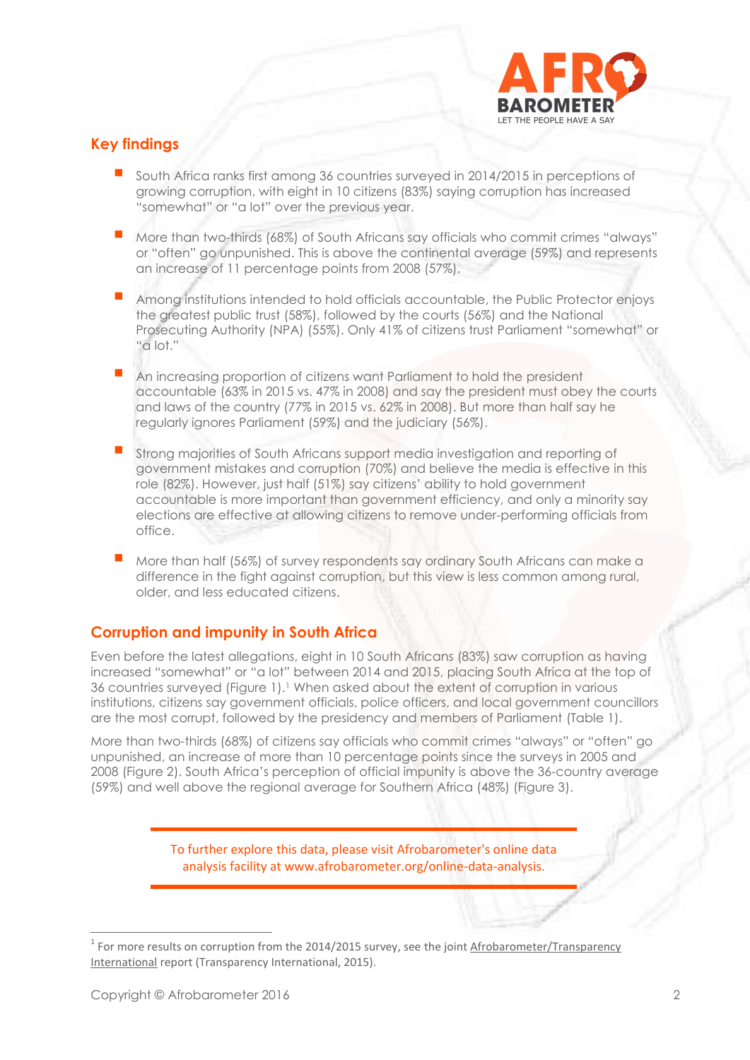## Key findings

- South Africa ranks first among 36 countries surveyed in 2014/2015 in perceptions of growing corruption, with eight in 10 citizens (83%) saying corruption has increased "somewhat" or "a lot" over the previous year.
- More than two-thirds (68%) of South Africans say officials who commit crimes "always" or "often" go unpunished. This is above the continental average (59%) and represents an increase of 11 percentage points from 2008 (57%).
- Among institutions intended to hold officials accountable, the Public Protector enjoys the greatest public trust (58%), followed by the courts (56%) and the National Prosecuting Authority (NPA) (55%). Only 41% of citizens trust Parliament "somewhat" or "a lot."
- An increasing proportion of citizens want Parliament to hold the president accountable (63% in 2015 vs. 47% in 2008) and say the president must obey the courts and laws of the country (77% in 2015 vs. 62% in 2008). But more than half say he regularly ignores Parliament (59%) and the judiciary (56%).
- Strong majorities of South Africans support media investigation and reporting of government mistakes and corruption (70%) and believe the media is effective in this role (82%). However, just half (51%) say citizens' ability to hold government accountable is more important than government efficiency, and only a minority say elections are effective at allowing citizens to remove under-performing officials from office.
- More than half (56%) of survey respondents say ordinary South Africans can make a difference in the fight against corruption, but this view is less common among rural, older, and less educated citizens.

## Corruption and impunity in South Africa

Even before the latest allegations, eight in 10 South Africans (83%) saw corruption as having increased "somewhat" or "a lot" between 2014 and 2015, placing South Africa at the top of 36 countries surveyed (Figure 1).[1] When asked about the extent of corruption in various institutions, citizens say government officials, police officers, and local government councillors are the most corrupt, followed by the presidency and members of Parliament (Table 1).

More than two-thirds (68%) of citizens say officials who commit crimes "always" or "often" go unpunished, an increase of more than 10 percentage points since the surveys in 2005 and 2008 (Figure 2). South Africa's perception of official impunity is above the 36-country average (59%) and well above the regional average for Southern Africa (48%) (Figure 3).

To further explore this data, please visit Afrobarometer's online data analysis facility at www.afrobarometer.org/online-data-analysis.

---

[1] For more results on corruption from the 2014/2015 survey, see the joint Afrobarometer/Transparency International report (Transparency International, 2015).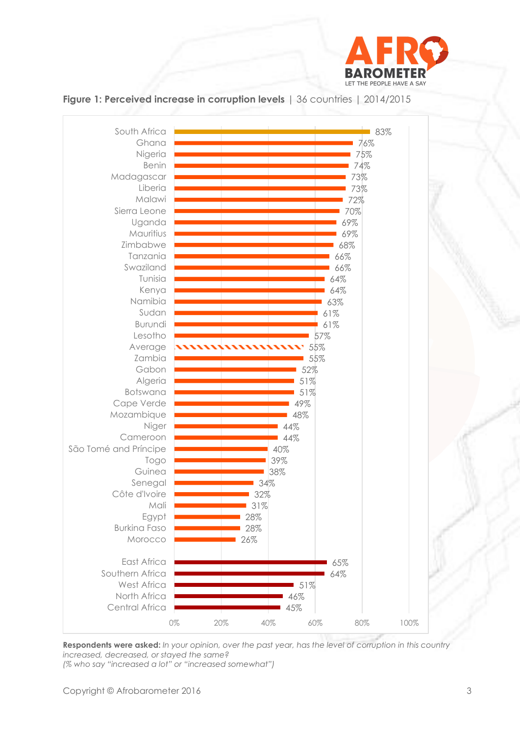**Figure 1: Perceived increase in corruption levels** | 36 countries | 2014/2015

| Country/Region | % |
|---|---|
| South Africa | 83% |
| Ghana | 76% |
| Nigeria | 75% |
| Benin | 74% |
| Madagascar | 73% |
| Liberia | 73% |
| Malawi | 72% |
| Sierra Leone | 70% |
| Uganda | 69% |
| Mauritius | 69% |
| Zimbabwe | 68% |
| Tanzania | 66% |
| Swaziland | 66% |
| Tunisia | 64% |
| Kenya | 64% |
| Namibia | 63% |
| Sudan | 61% |
| Burundi | 61% |
| Lesotho | 57% |
| Average | 55% |
| Zambia | 55% |
| Gabon | 52% |
| Algeria | 51% |
| Botswana | 51% |
| Cape Verde | 49% |
| Mozambique | 48% |
| Niger | 44% |
| Cameroon | 44% |
| São Tomé and Príncipe | 40% |
| Togo | 39% |
| Guinea | 38% |
| Senegal | 34% |
| Côte d'Ivoire | 32% |
| Mali | 31% |
| Egypt | 28% |
| Burkina Faso | 28% |
| Morocco | 26% |
| East Africa | 65% |
| Southern Africa | 64% |
| West Africa | 51% |
| North Africa | 46% |
| Central Africa | 45% |

**Respondents were asked:** *In your opinion, over the past year, has the level of corruption in this country increased, decreased, or stayed the same?*
*(% who say "increased a lot" or "increased somewhat")*

Copyright © Afrobarometer 2016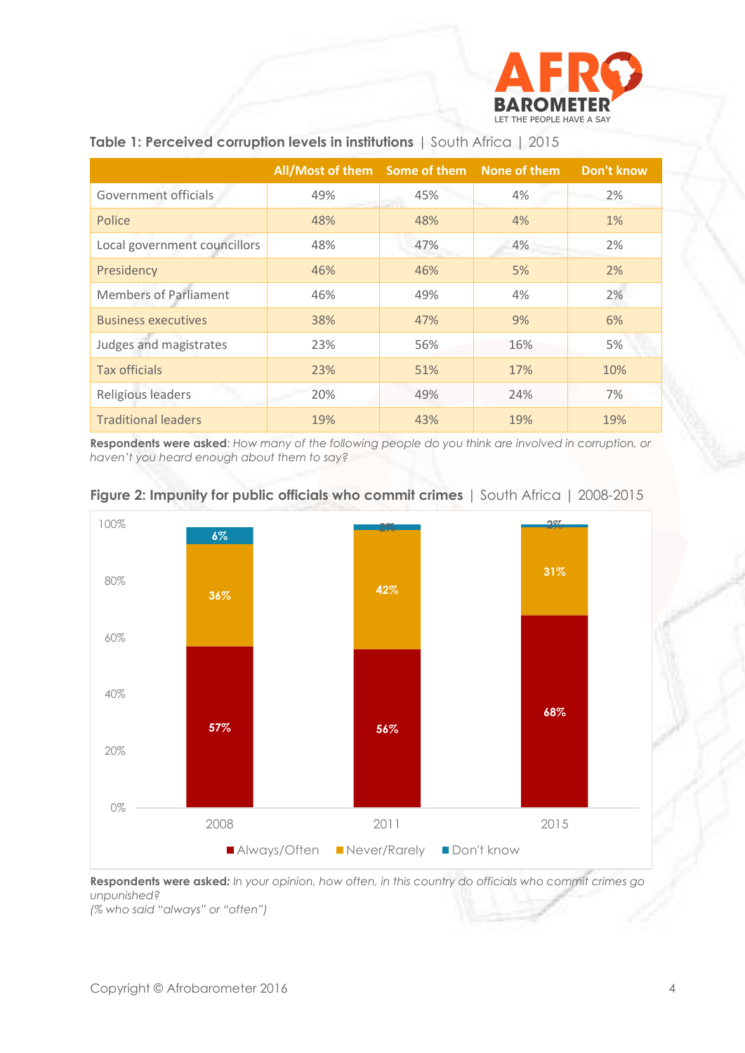**Table 1: Perceived corruption levels in institutions** | South Africa | 2015

| | All/Most of them | Some of them | None of them | Don't know |
|---|---|---|---|---|
| Government officials | 49% | 45% | 4% | 2% |
| Police | 48% | 48% | 4% | 1% |
| Local government councillors | 48% | 47% | 4% | 2% |
| Presidency | 46% | 46% | 5% | 2% |
| Members of Parliament | 46% | 49% | 4% | 2% |
| Business executives | 38% | 47% | 9% | 6% |
| Judges and magistrates | 23% | 56% | 16% | 5% |
| Tax officials | 23% | 51% | 17% | 10% |
| Religious leaders | 20% | 49% | 24% | 7% |
| Traditional leaders | 19% | 43% | 19% | 19% |

**Respondents were asked**: *How many of the following people do you think are involved in corruption, or haven't you heard enough about them to say?*

**Figure 2: Impunity for public officials who commit crimes** | South Africa | 2008-2015

| | Always/Often | Never/Rarely | Don't know |
|---|---|---|---|
| 2008 | 57% | 36% | 6% |
| 2011 | 56% | 42% | 2% |
| 2015 | 68% | 31% | 2% |

**Respondents were asked:** *In your opinion, how often, in this country do officials who commit crimes go unpunished?*
*(% who said "always" or "often")*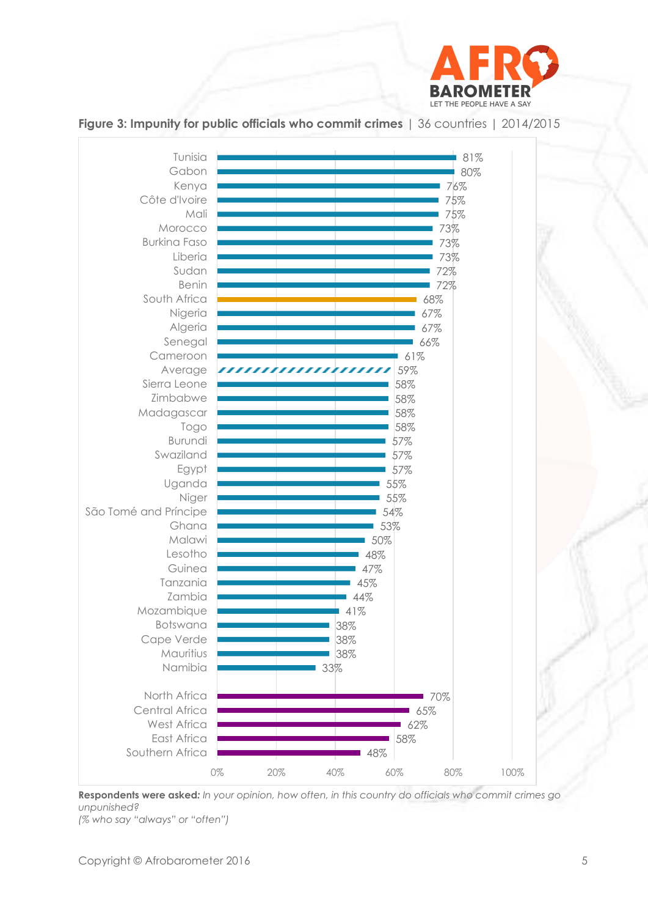**Figure 3: Impunity for public officials who commit crimes** | 36 countries | 2014/2015

| Country/Region | % |
|---|---|
| Tunisia | 81% |
| Gabon | 80% |
| Kenya | 76% |
| Côte d'Ivoire | 75% |
| Mali | 75% |
| Morocco | 73% |
| Burkina Faso | 73% |
| Liberia | 73% |
| Sudan | 72% |
| Benin | 72% |
| South Africa | 68% |
| Nigeria | 67% |
| Algeria | 67% |
| Senegal | 66% |
| Cameroon | 61% |
| Average | 59% |
| Sierra Leone | 58% |
| Zimbabwe | 58% |
| Madagascar | 58% |
| Togo | 58% |
| Burundi | 57% |
| Swaziland | 57% |
| Egypt | 57% |
| Uganda | 55% |
| Niger | 55% |
| São Tomé and Príncipe | 54% |
| Ghana | 53% |
| Malawi | 50% |
| Lesotho | 48% |
| Guinea | 47% |
| Tanzania | 45% |
| Zambia | 44% |
| Mozambique | 41% |
| Botswana | 38% |
| Cape Verde | 38% |
| Mauritius | 38% |
| Namibia | 33% |
| North Africa | 70% |
| Central Africa | 65% |
| West Africa | 62% |
| East Africa | 58% |
| Southern Africa | 48% |

**Respondents were asked:** *In your opinion, how often, in this country do officials who commit crimes go unpunished?*
*(% who say "always" or "often")*

Copyright © Afrobarometer 2016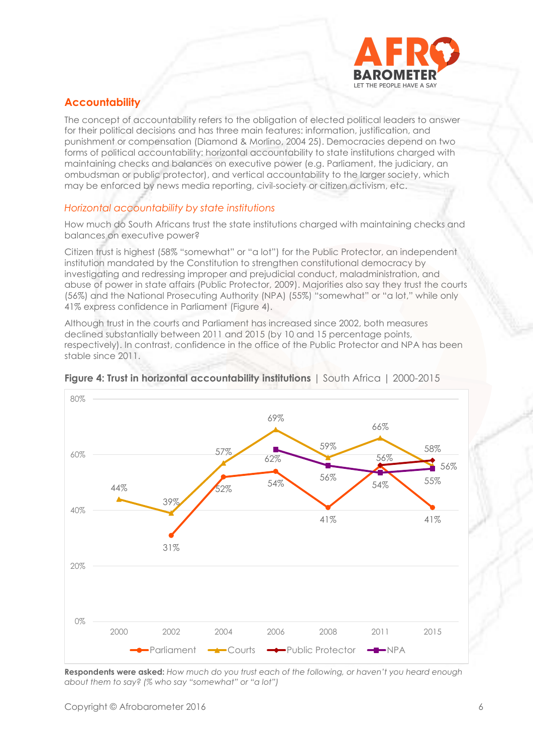## Accountability

The concept of accountability refers to the obligation of elected political leaders to answer for their political decisions and has three main features: information, justification, and punishment or compensation (Diamond & Morlino, 2004 25). Democracies depend on two forms of political accountability: horizontal accountability to state institutions charged with maintaining checks and balances on executive power (e.g. Parliament, the judiciary, an ombudsman or public protector), and vertical accountability to the larger society, which may be enforced by news media reporting, civil-society or citizen activism, etc.

### *Horizontal accountability by state institutions*

How much do South Africans trust the state institutions charged with maintaining checks and balances on executive power?

Citizen trust is highest (58% "somewhat" or "a lot") for the Public Protector, an independent institution mandated by the Constitution to strengthen constitutional democracy by investigating and redressing improper and prejudicial conduct, maladministration, and abuse of power in state affairs (Public Protector, 2009). Majorities also say they trust the courts (56%) and the National Prosecuting Authority (NPA) (55%) "somewhat" or "a lot," while only 41% express confidence in Parliament (Figure 4).

Although trust in the courts and Parliament has increased since 2002, both measures declined substantially between 2011 and 2015 (by 10 and 15 percentage points, respectively). In contrast, confidence in the office of the Public Protector and NPA has been stable since 2011.

**Figure 4: Trust in horizontal accountability institutions** | South Africa | 2000-2015

| | 2000 | 2002 | 2004 | 2006 | 2008 | 2011 | 2015 |
|---|---|---|---|---|---|---|---|
| Parliament | | 31% | 52% | 54% | 41% | 56% | 41% |
| Courts | 44% | 39% | 57% | 69% | 59% | 66% | 56% |
| Public Protector | | | | | | 56% | 58% |
| NPA | | | | 62% | 56% | 54% | 55% |

**Respondents were asked:** *How much do you trust each of the following, or haven't you heard enough about them to say? (% who say "somewhat" or "a lot")*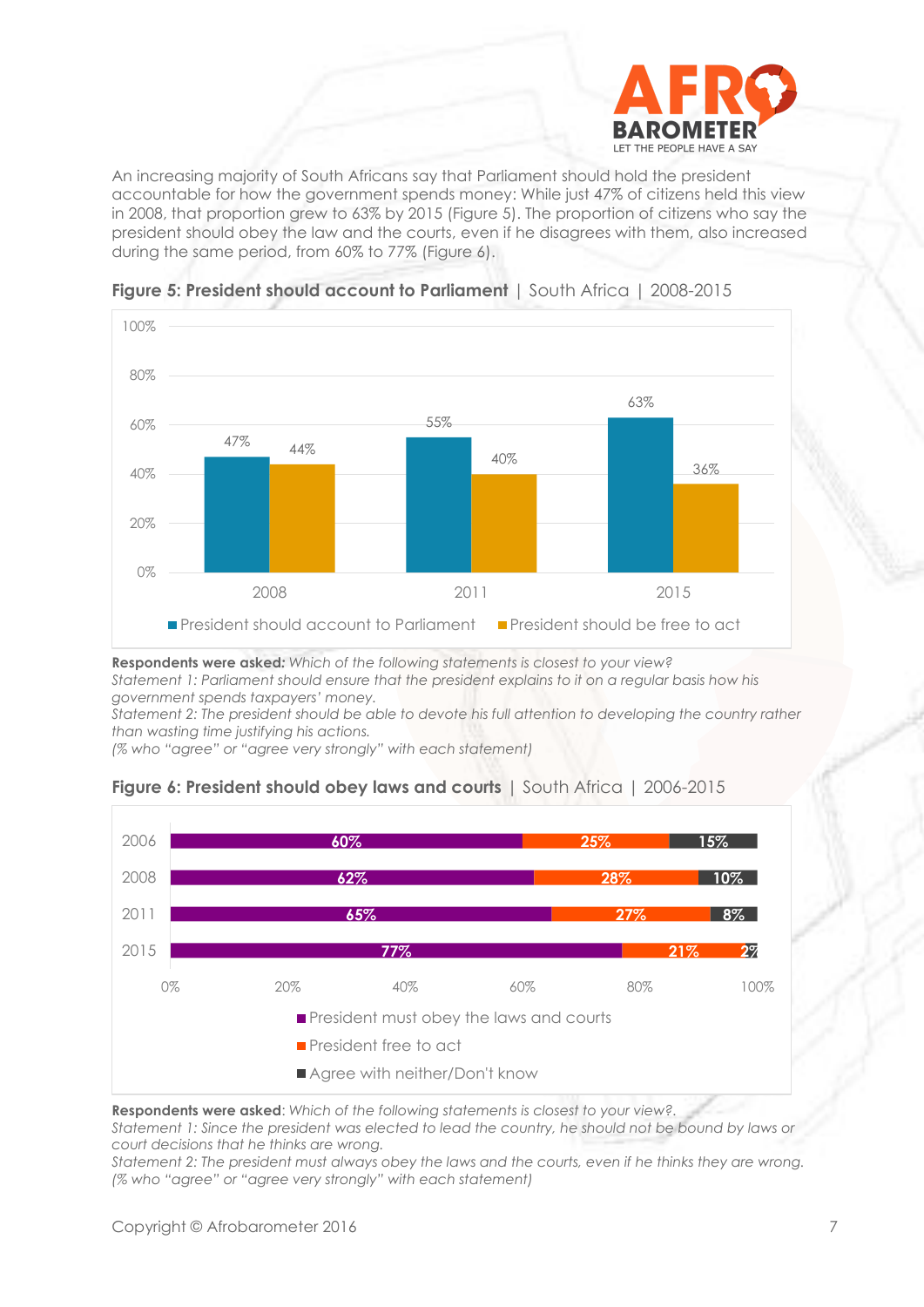An increasing majority of South Africans say that Parliament should hold the president accountable for how the government spends money: While just 47% of citizens held this view in 2008, that proportion grew to 63% by 2015 (Figure 5). The proportion of citizens who say the president should obey the law and the courts, even if he disagrees with them, also increased during the same period, from 60% to 77% (Figure 6).

**Figure 5: President should account to Parliament** | South Africa | 2008-2015

| | President should account to Parliament | President should be free to act |
|---|---|---|
| 2008 | 47% | 44% |
| 2011 | 55% | 40% |
| 2015 | 63% | 36% |

**Respondents were asked:** *Which of the following statements is closest to your view?*
*Statement 1: Parliament should ensure that the president explains to it on a regular basis how his government spends taxpayers' money.*
*Statement 2: The president should be able to devote his full attention to developing the country rather than wasting time justifying his actions.*
*(% who "agree" or "agree very strongly" with each statement)*

**Figure 6: President should obey laws and courts** | South Africa | 2006-2015

| | President must obey the laws and courts | President free to act | Agree with neither/Don't know |
|---|---|---|---|
| 2006 | 60% | 25% | 15% |
| 2008 | 62% | 28% | 10% |
| 2011 | 65% | 27% | 8% |
| 2015 | 77% | 21% | 2% |

**Respondents were asked**: *Which of the following statements is closest to your view?.*
*Statement 1: Since the president was elected to lead the country, he should not be bound by laws or court decisions that he thinks are wrong.*
*Statement 2: The president must always obey the laws and the courts, even if he thinks they are wrong.*
*(% who "agree" or "agree very strongly" with each statement)*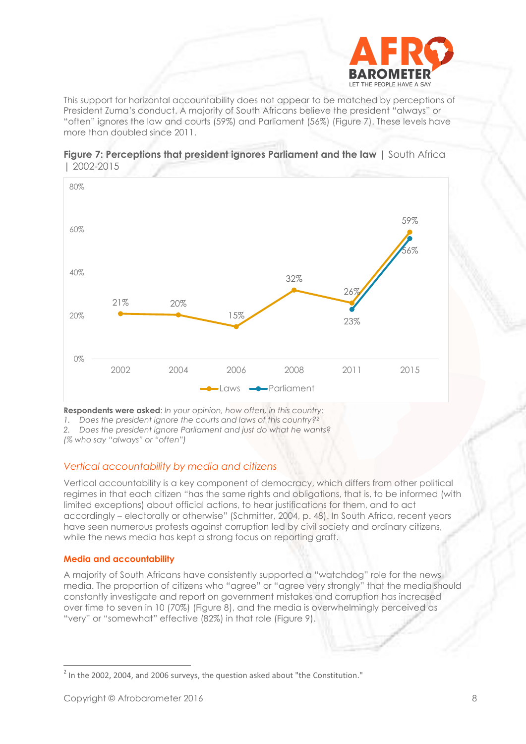This support for horizontal accountability does not appear to be matched by perceptions of President Zuma's conduct. A majority of South Africans believe the president "always" or "often" ignores the law and courts (59%) and Parliament (56%) (Figure 7). These levels have more than doubled since 2011.

**Figure 7: Perceptions that president ignores Parliament and the law** | South Africa | 2002-2015

| | 2002 | 2004 | 2006 | 2008 | 2011 | 2015 |
|---|---|---|---|---|---|---|
| Laws | 21% | 20% | 15% | 32% | 26% | 59% |
| Parliament | | | | | 23% | 56% |

**Respondents were asked**: *In your opinion, how often, in this country:*

1. *Does the president ignore the courts and laws of this country?*[2]
2. *Does the president ignore Parliament and just do what he wants?*

*(% who say "always" or "often")*

## *Vertical accountability by media and citizens*

Vertical accountability is a key component of democracy, which differs from other political regimes in that each citizen "has the same rights and obligations, that is, to be informed (with limited exceptions) about official actions, to hear justifications for them, and to act accordingly – electorally or otherwise" (Schmitter, 2004, p. 48). In South Africa, recent years have seen numerous protests against corruption led by civil society and ordinary citizens, while the news media has kept a strong focus on reporting graft.

### Media and accountability

A majority of South Africans have consistently supported a "watchdog" role for the news media. The proportion of citizens who "agree" or "agree very strongly" that the media should constantly investigate and report on government mistakes and corruption has increased over time to seven in 10 (70%) (Figure 8), and the media is overwhelmingly perceived as "very" or "somewhat" effective (82%) in that role (Figure 9).

---

[2] In the 2002, 2004, and 2006 surveys, the question asked about "the Constitution."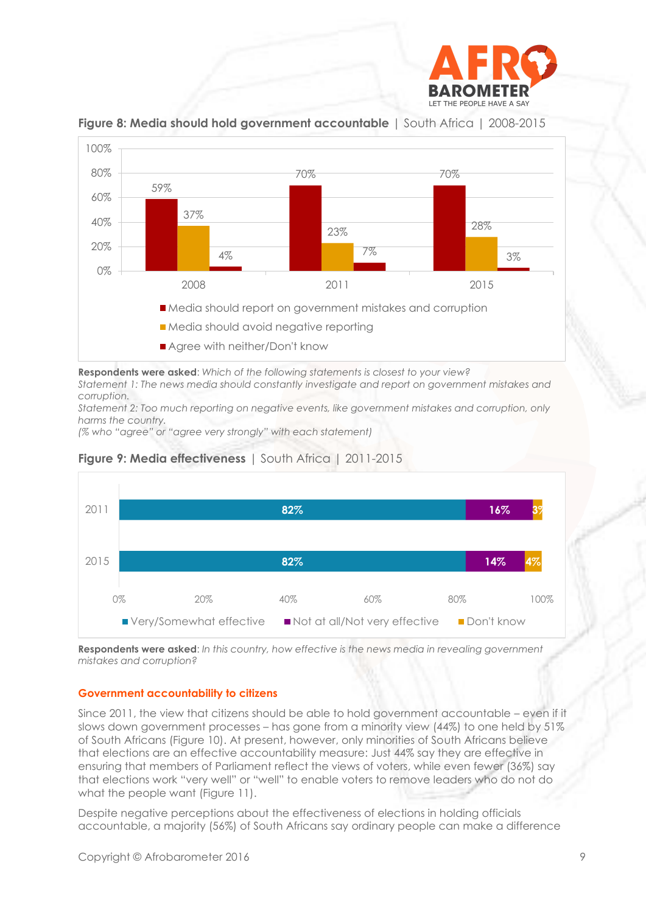**Figure 8: Media should hold government accountable** | South Africa | 2008-2015

| | 2008 | 2011 | 2015 |
|---|---|---|---|
| Media should report on government mistakes and corruption | 59% | 70% | 70% |
| Media should avoid negative reporting | 37% | 23% | 28% |
| Agree with neither/Don't know | 4% | 7% | 3% |

**Respondents were asked**: *Which of the following statements is closest to your view?*
*Statement 1: The news media should constantly investigate and report on government mistakes and corruption.*
*Statement 2: Too much reporting on negative events, like government mistakes and corruption, only harms the country.*
*(% who "agree" or "agree very strongly" with each statement)*

**Figure 9: Media effectiveness** | South Africa | 2011-2015

| | Very/Somewhat effective | Not at all/Not very effective | Don't know |
|---|---|---|---|
| 2011 | 82% | 16% | 3% |
| 2015 | 82% | 14% | 4% |

**Respondents were asked**: *In this country, how effective is the news media in revealing government mistakes and corruption?*

### Government accountability to citizens

Since 2011, the view that citizens should be able to hold government accountable – even if it slows down government processes – has gone from a minority view (44%) to one held by 51% of South Africans (Figure 10). At present, however, only minorities of South Africans believe that elections are an effective accountability measure: Just 44% say they are effective in ensuring that members of Parliament reflect the views of voters, while even fewer (36%) say that elections work "very well" or "well" to enable voters to remove leaders who do not do what the people want (Figure 11).

Despite negative perceptions about the effectiveness of elections in holding officials accountable, a majority (56%) of South Africans say ordinary people can make a difference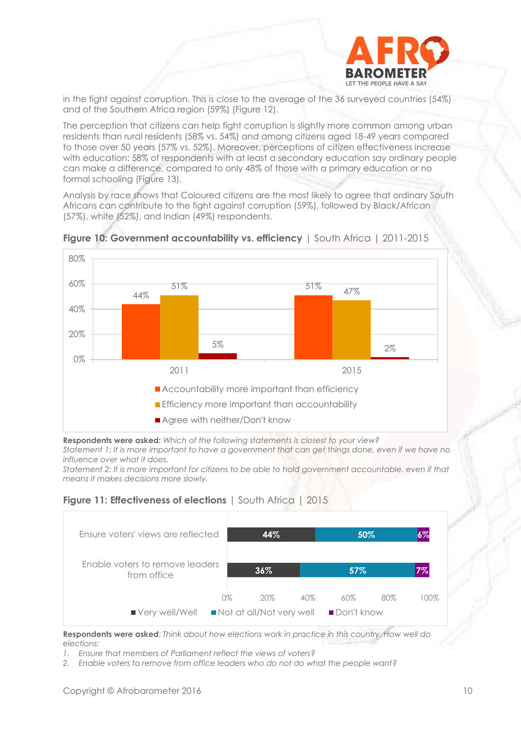in the fight against corruption. This is close to the average of the 36 surveyed countries (54%) and of the Southern Africa region (59%) (Figure 12).

The perception that citizens can help fight corruption is slightly more common among urban residents than rural residents (58% vs. 54%) and among citizens aged 18-49 years compared to those over 50 years (57% vs. 52%). Moreover, perceptions of citizen effectiveness increase with education: 58% of respondents with at least a secondary education say ordinary people can make a difference, compared to only 48% of those with a primary education or no formal schooling (Figure 13).

Analysis by race shows that Coloured citizens are the most likely to agree that ordinary South Africans can contribute to the fight against corruption (59%), followed by Black/African (57%), white (52%), and Indian (49%) respondents.

**Figure 10: Government accountability vs. efficiency** | South Africa | 2011-2015

| | 2011 | 2015 |
|---|---|---|
| Accountability more important than efficiency | 44% | 51% |
| Efficiency more important than accountability | 51% | 47% |
| Agree with neither/Don't know | 5% | 2% |

**Respondents were asked:** *Which of the following statements is closest to your view?*
*Statement 1: It is more important to have a government that can get things done, even if we have no influence over what it does.*
*Statement 2: It is more important for citizens to be able to hold government accountable, even if that means it makes decisions more slowly.*

**Figure 11: Effectiveness of elections** | South Africa | 2015

| | Very well/Well | Not at all/Not very well | Don't know |
|---|---|---|---|
| Ensure voters' views are reflected | 44% | 50% | 6% |
| Enable voters to remove leaders from office | 36% | 57% | 7% |

**Respondents were asked**: *Think about how elections work in practice in this country. How well do elections:*

1. *Ensure that members of Parliament reflect the views of voters?*
2. *Enable voters to remove from office leaders who do not do what the people want?*

Copyright © Afrobarometer 2016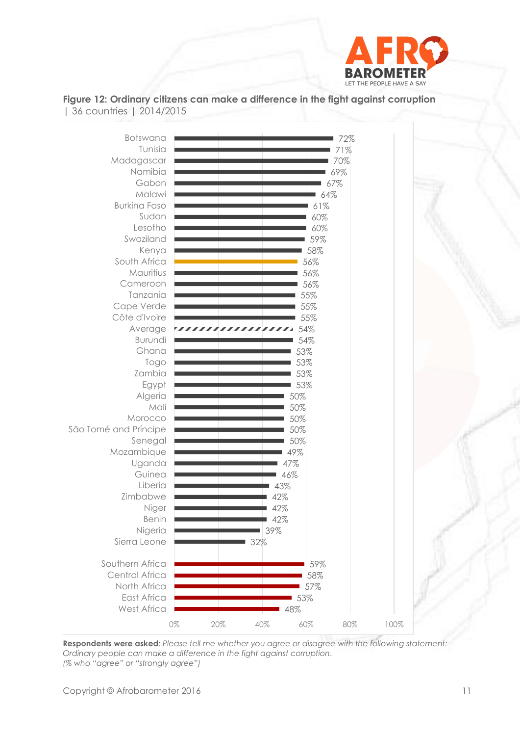**Figure 12: Ordinary citizens can make a difference in the fight against corruption** | 36 countries | 2014/2015

| Country | % |
|---|---|
| Botswana | 72% |
| Tunisia | 71% |
| Madagascar | 70% |
| Namibia | 69% |
| Gabon | 67% |
| Malawi | 64% |
| Burkina Faso | 61% |
| Sudan | 60% |
| Lesotho | 60% |
| Swaziland | 59% |
| Kenya | 58% |
| South Africa | 56% |
| Mauritius | 56% |
| Cameroon | 56% |
| Tanzania | 55% |
| Cape Verde | 55% |
| Côte d'Ivoire | 55% |
| Average | 54% |
| Burundi | 54% |
| Ghana | 53% |
| Togo | 53% |
| Zambia | 53% |
| Egypt | 53% |
| Algeria | 50% |
| Mali | 50% |
| Morocco | 50% |
| São Tomé and Príncipe | 50% |
| Senegal | 50% |
| Mozambique | 49% |
| Uganda | 47% |
| Guinea | 46% |
| Liberia | 43% |
| Zimbabwe | 42% |
| Niger | 42% |
| Benin | 42% |
| Nigeria | 39% |
| Sierra Leone | 32% |
| Southern Africa | 59% |
| Central Africa | 58% |
| North Africa | 57% |
| East Africa | 53% |
| West Africa | 48% |

**Respondents were asked**: *Please tell me whether you agree or disagree with the following statement: Ordinary people can make a difference in the fight against corruption.*
*(% who "agree" or "strongly agree")*

Copyright © Afrobarometer 2016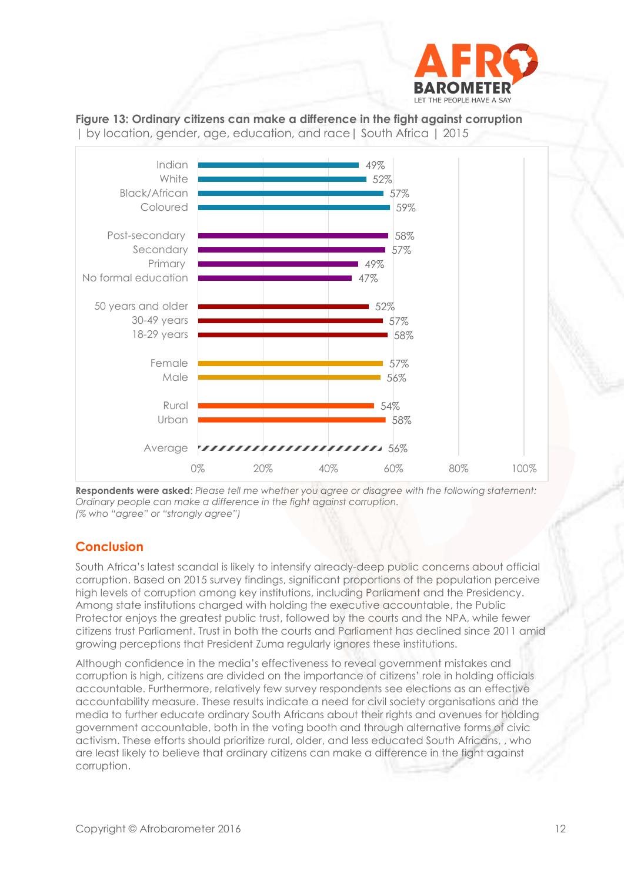**Figure 13: Ordinary citizens can make a difference in the fight against corruption** | by location, gender, age, education, and race | South Africa | 2015

| Group | % |
|---|---|
| Indian | 49% |
| White | 52% |
| Black/African | 57% |
| Coloured | 59% |
| Post-secondary | 58% |
| Secondary | 57% |
| Primary | 49% |
| No formal education | 47% |
| 50 years and older | 52% |
| 30-49 years | 57% |
| 18-29 years | 58% |
| Female | 57% |
| Male | 56% |
| Rural | 54% |
| Urban | 58% |
| Average | 56% |

**Respondents were asked**: *Please tell me whether you agree or disagree with the following statement: Ordinary people can make a difference in the fight against corruption.*
*(% who "agree" or "strongly agree")*

## Conclusion

South Africa's latest scandal is likely to intensify already-deep public concerns about official corruption. Based on 2015 survey findings, significant proportions of the population perceive high levels of corruption among key institutions, including Parliament and the Presidency. Among state institutions charged with holding the executive accountable, the Public Protector enjoys the greatest public trust, followed by the courts and the NPA, while fewer citizens trust Parliament. Trust in both the courts and Parliament has declined since 2011 amid growing perceptions that President Zuma regularly ignores these institutions.

Although confidence in the media's effectiveness to reveal government mistakes and corruption is high, citizens are divided on the importance of citizens' role in holding officials accountable. Furthermore, relatively few survey respondents see elections as an effective accountability measure. These results indicate a need for civil society organisations and the media to further educate ordinary South Africans about their rights and avenues for holding government accountable, both in the voting booth and through alternative forms of civic activism. These efforts should prioritize rural, older, and less educated South Africans, , who are least likely to believe that ordinary citizens can make a difference in the fight against corruption.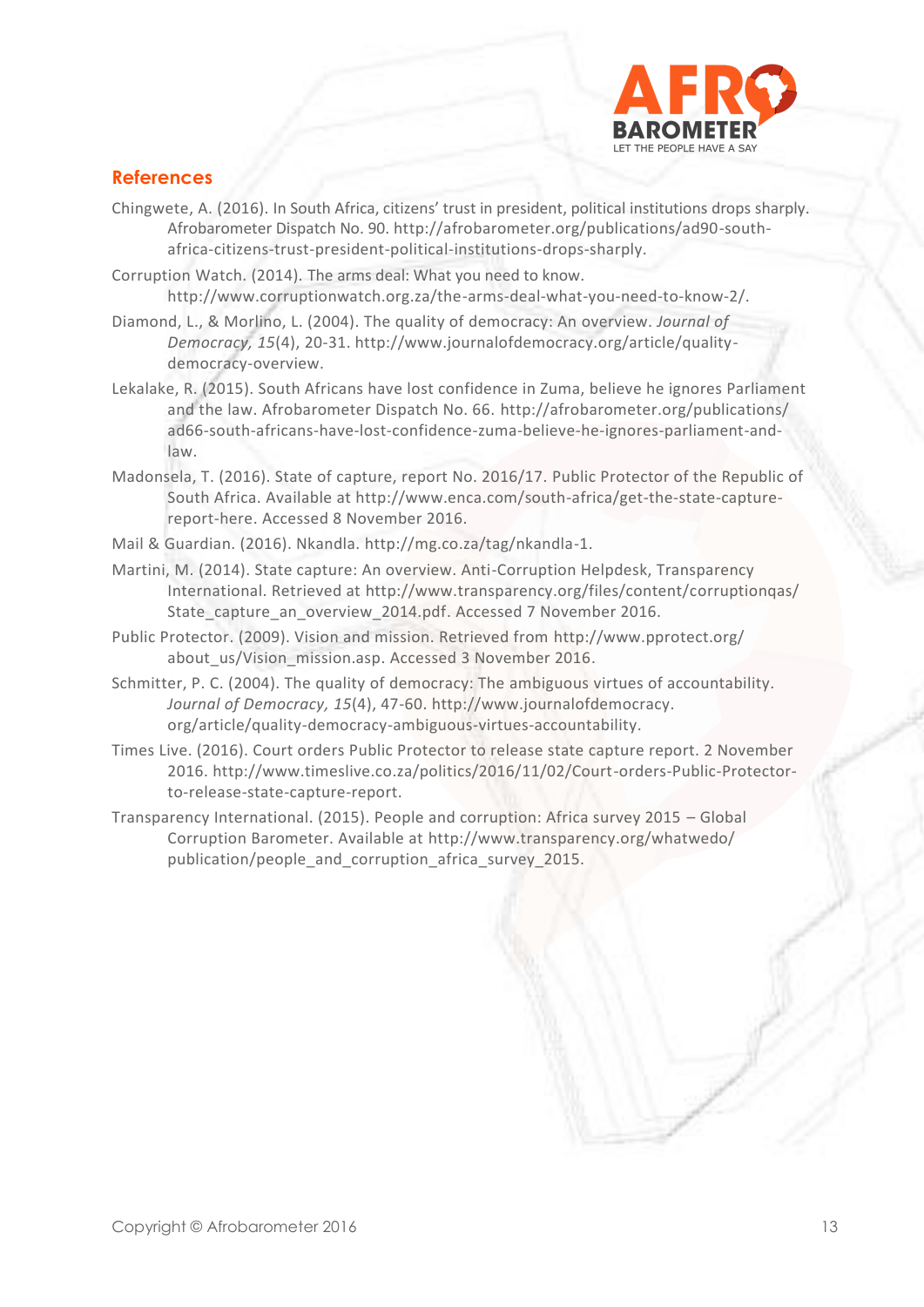## References

Chingwete, A. (2016). In South Africa, citizens' trust in president, political institutions drops sharply. Afrobarometer Dispatch No. 90. http://afrobarometer.org/publications/ad90-south-africa-citizens-trust-president-political-institutions-drops-sharply.

Corruption Watch. (2014). The arms deal: What you need to know. http://www.corruptionwatch.org.za/the-arms-deal-what-you-need-to-know-2/.

Diamond, L., & Morlino, L. (2004). The quality of democracy: An overview. *Journal of Democracy, 15*(4), 20-31. http://www.journalofdemocracy.org/article/quality-democracy-overview.

Lekalake, R. (2015). South Africans have lost confidence in Zuma, believe he ignores Parliament and the law. Afrobarometer Dispatch No. 66. http://afrobarometer.org/publications/ad66-south-africans-have-lost-confidence-zuma-believe-he-ignores-parliament-and-law.

Madonsela, T. (2016). State of capture, report No. 2016/17. Public Protector of the Republic of South Africa. Available at http://www.enca.com/south-africa/get-the-state-capture-report-here. Accessed 8 November 2016.

Mail & Guardian. (2016). Nkandla. http://mg.co.za/tag/nkandla-1.

Martini, M. (2014). State capture: An overview. Anti-Corruption Helpdesk, Transparency International. Retrieved at http://www.transparency.org/files/content/corruptionqas/State_capture_an_overview_2014.pdf. Accessed 7 November 2016.

Public Protector. (2009). Vision and mission. Retrieved from http://www.pprotect.org/about_us/Vision_mission.asp. Accessed 3 November 2016.

Schmitter, P. C. (2004). The quality of democracy: The ambiguous virtues of accountability. *Journal of Democracy, 15*(4), 47-60. http://www.journalofdemocracy.org/article/quality-democracy-ambiguous-virtues-accountability.

Times Live. (2016). Court orders Public Protector to release state capture report. 2 November 2016. http://www.timeslive.co.za/politics/2016/11/02/Court-orders-Public-Protector-to-release-state-capture-report.

Transparency International. (2015). People and corruption: Africa survey 2015 – Global Corruption Barometer. Available at http://www.transparency.org/whatwedo/publication/people_and_corruption_africa_survey_2015.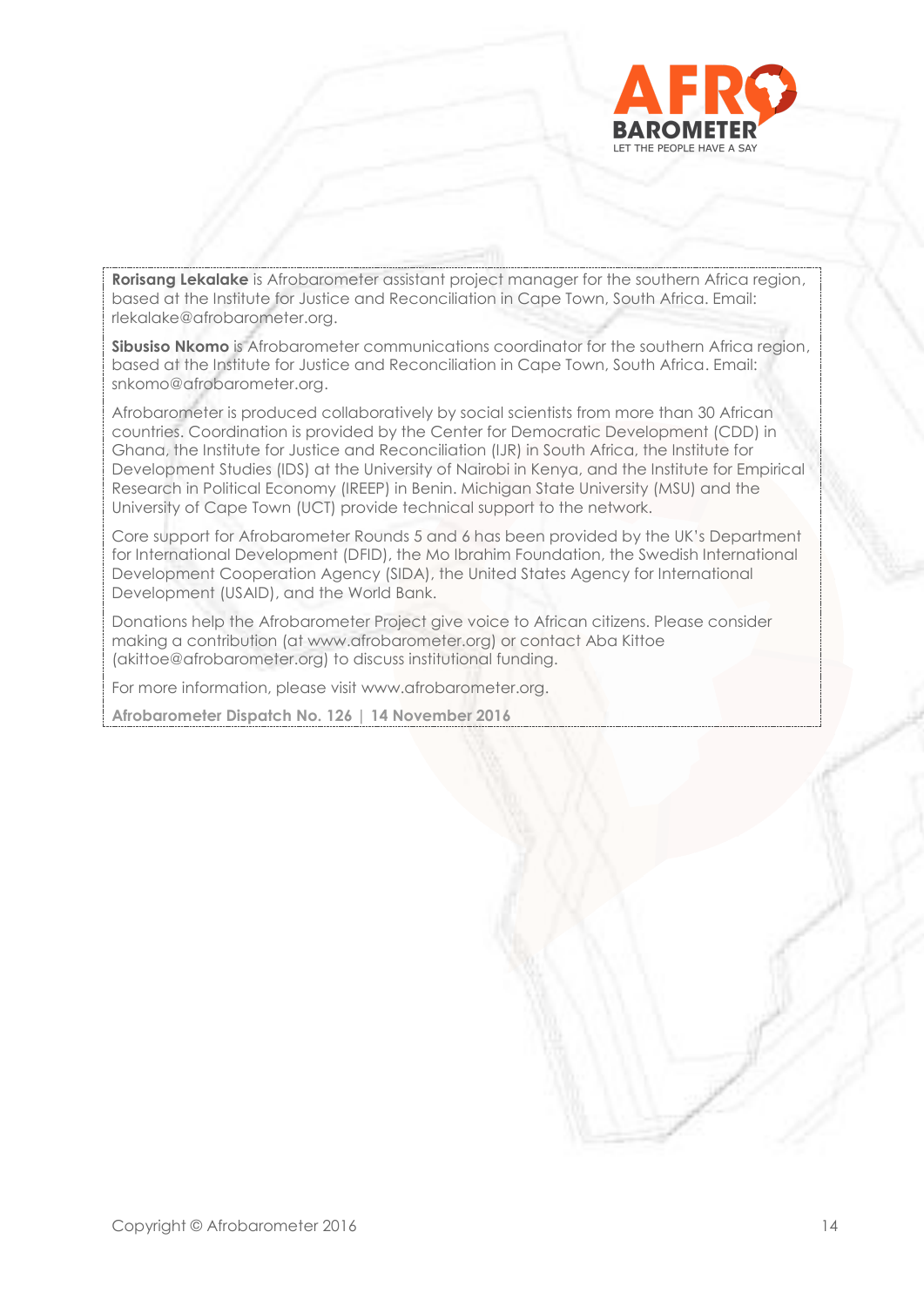**Rorisang Lekalake** is Afrobarometer assistant project manager for the southern Africa region, based at the Institute for Justice and Reconciliation in Cape Town, South Africa. Email: rlekalake@afrobarometer.org.

**Sibusiso Nkomo** is Afrobarometer communications coordinator for the southern Africa region, based at the Institute for Justice and Reconciliation in Cape Town, South Africa. Email: snkomo@afrobarometer.org.

Afrobarometer is produced collaboratively by social scientists from more than 30 African countries. Coordination is provided by the Center for Democratic Development (CDD) in Ghana, the Institute for Justice and Reconciliation (IJR) in South Africa, the Institute for Development Studies (IDS) at the University of Nairobi in Kenya, and the Institute for Empirical Research in Political Economy (IREEP) in Benin. Michigan State University (MSU) and the University of Cape Town (UCT) provide technical support to the network.

Core support for Afrobarometer Rounds 5 and 6 has been provided by the UK's Department for International Development (DFID), the Mo Ibrahim Foundation, the Swedish International Development Cooperation Agency (SIDA), the United States Agency for International Development (USAID), and the World Bank.

Donations help the Afrobarometer Project give voice to African citizens. Please consider making a contribution (at www.afrobarometer.org) or contact Aba Kittoe (akittoe@afrobarometer.org) to discuss institutional funding.

For more information, please visit www.afrobarometer.org.

**Afrobarometer Dispatch No. 126 | 14 November 2016**